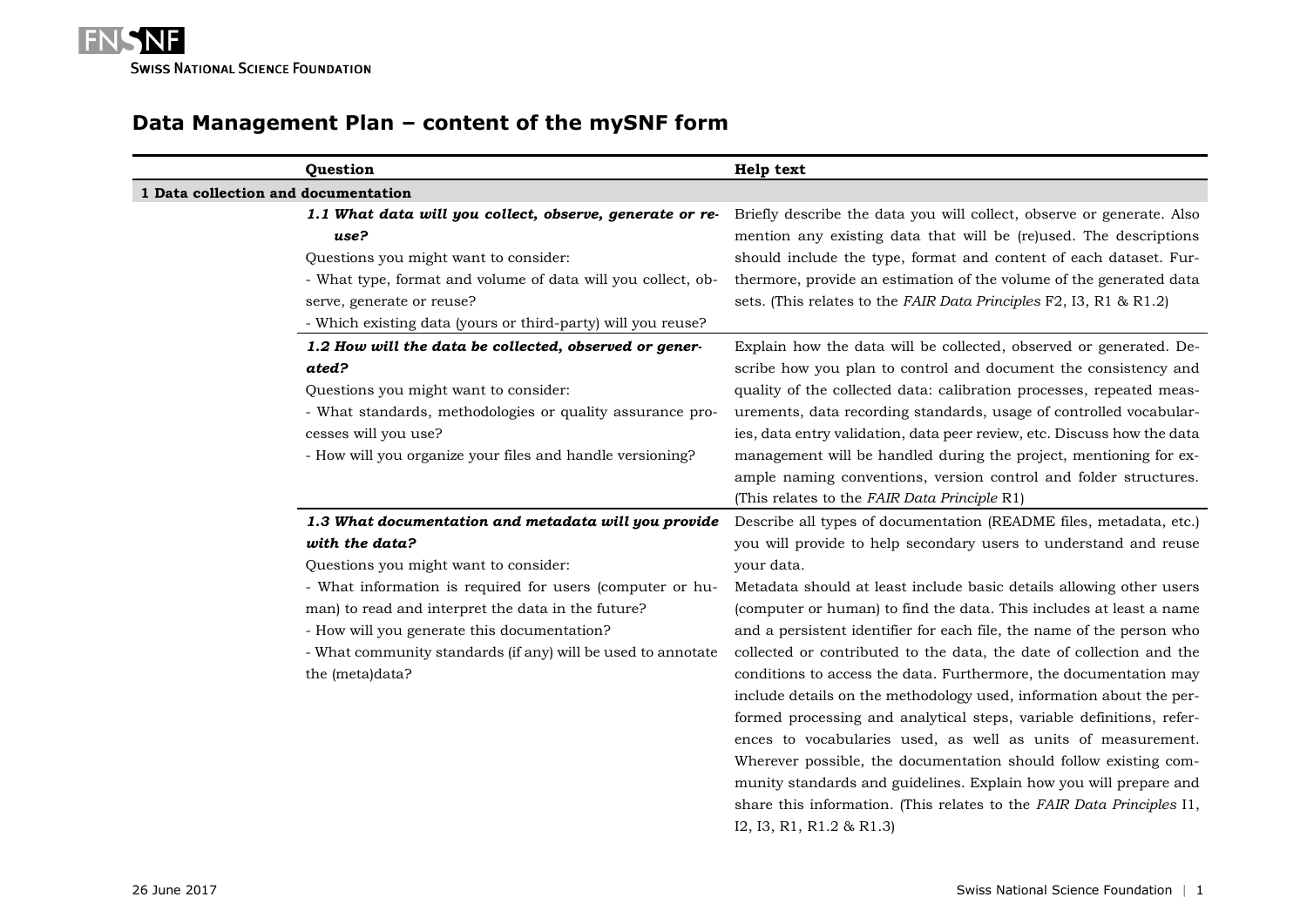# Data Management Plan – content of the mySNF form

| | Question | Help text |
|---|---|---|
| **1 Data collection and documentation** | | |
| | ***1.1 What data will you collect, observe, generate or re-use?***<br>Questions you might want to consider:<br>- What type, format and volume of data will you collect, observe, generate or reuse?<br>- Which existing data (yours or third-party) will you reuse? | Briefly describe the data you will collect, observe or generate. Also mention any existing data that will be (re)used. The descriptions should include the type, format and content of each dataset. Furthermore, provide an estimation of the volume of the generated data sets. (This relates to the *FAIR Data Principles* F2, I3, R1 & R1.2) |
| | ***1.2 How will the data be collected, observed or generated?***<br>Questions you might want to consider:<br>- What standards, methodologies or quality assurance processes will you use?<br>- How will you organize your files and handle versioning? | Explain how the data will be collected, observed or generated. Describe how you plan to control and document the consistency and quality of the collected data: calibration processes, repeated measurements, data recording standards, usage of controlled vocabularies, data entry validation, data peer review, etc. Discuss how the data management will be handled during the project, mentioning for example naming conventions, version control and folder structures. (This relates to the *FAIR Data Principle* R1) |
| | ***1.3 What documentation and metadata will you provide with the data?***<br>Questions you might want to consider:<br>- What information is required for users (computer or human) to read and interpret the data in the future?<br>- How will you generate this documentation?<br>- What community standards (if any) will be used to annotate the (meta)data? | Describe all types of documentation (README files, metadata, etc.) you will provide to help secondary users to understand and reuse your data.<br>Metadata should at least include basic details allowing other users (computer or human) to find the data. This includes at least a name and a persistent identifier for each file, the name of the person who collected or contributed to the data, the date of collection and the conditions to access the data. Furthermore, the documentation may include details on the methodology used, information about the performed processing and analytical steps, variable definitions, references to vocabularies used, as well as units of measurement. Wherever possible, the documentation should follow existing community standards and guidelines. Explain how you will prepare and share this information. (This relates to the *FAIR Data Principles* I1, I2, I3, R1, R1.2 & R1.3) |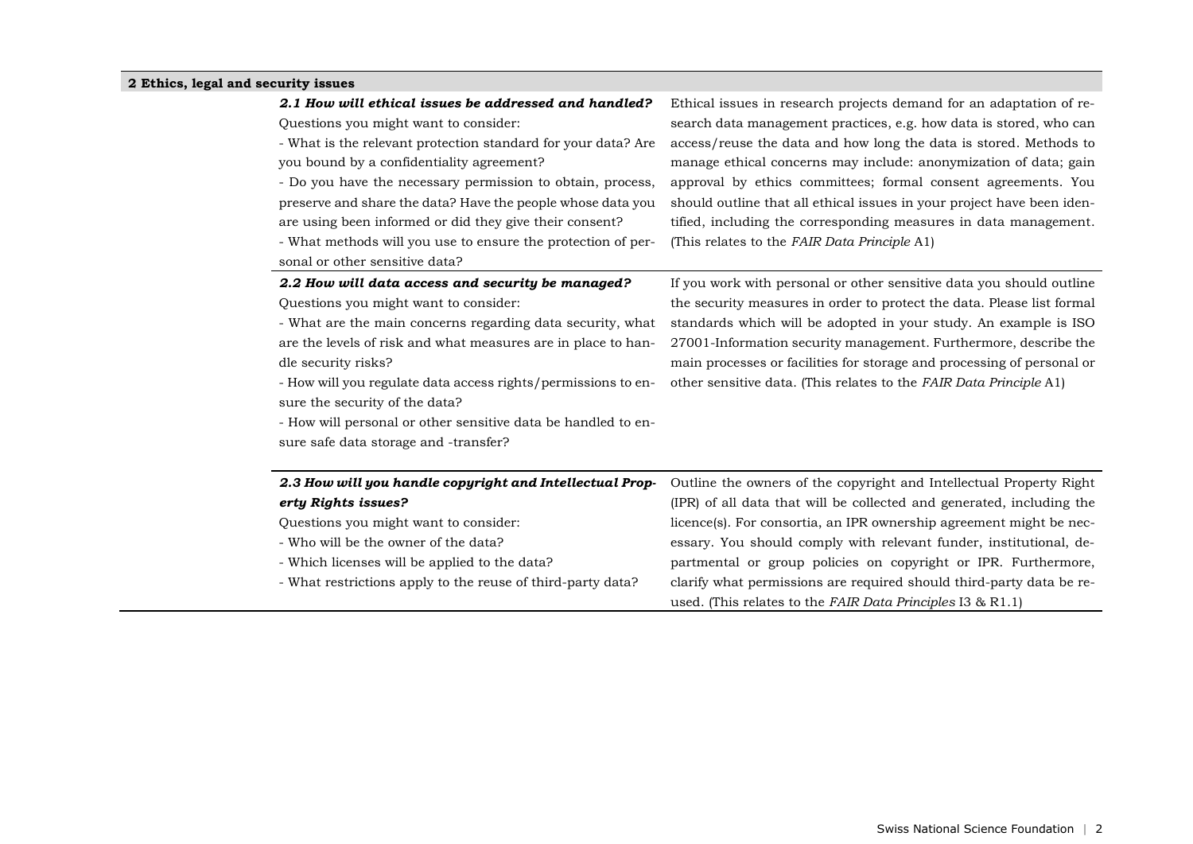## 2 Ethics, legal and security issues

***2.1 How will ethical issues be addressed and handled?***

Questions you might want to consider:

- What is the relevant protection standard for your data? Are you bound by a confidentiality agreement?
- Do you have the necessary permission to obtain, process, preserve and share the data? Have the people whose data you are using been informed or did they give their consent?
- What methods will you use to ensure the protection of personal or other sensitive data?

Ethical issues in research projects demand for an adaptation of research data management practices, e.g. how data is stored, who can access/reuse the data and how long the data is stored. Methods to manage ethical concerns may include: anonymization of data; gain approval by ethics committees; formal consent agreements. You should outline that all ethical issues in your project have been identified, including the corresponding measures in data management. (This relates to the *FAIR Data Principle* A1)

***2.2 How will data access and security be managed?***

Questions you might want to consider:

- What are the main concerns regarding data security, what are the levels of risk and what measures are in place to handle security risks?
- How will you regulate data access rights/permissions to ensure the security of the data?
- How will personal or other sensitive data be handled to ensure safe data storage and -transfer?

If you work with personal or other sensitive data you should outline the security measures in order to protect the data. Please list formal standards which will be adopted in your study. An example is ISO 27001-Information security management. Furthermore, describe the main processes or facilities for storage and processing of personal or other sensitive data. (This relates to the *FAIR Data Principle* A1)

***2.3 How will you handle copyright and Intellectual Property Rights issues?***

Questions you might want to consider:

- Who will be the owner of the data?
- Which licenses will be applied to the data?
- What restrictions apply to the reuse of third-party data?

Outline the owners of the copyright and Intellectual Property Right (IPR) of all data that will be collected and generated, including the licence(s). For consortia, an IPR ownership agreement might be necessary. You should comply with relevant funder, institutional, departmental or group policies on copyright or IPR. Furthermore, clarify what permissions are required should third-party data be reused. (This relates to the *FAIR Data Principles* I3 & R1.1)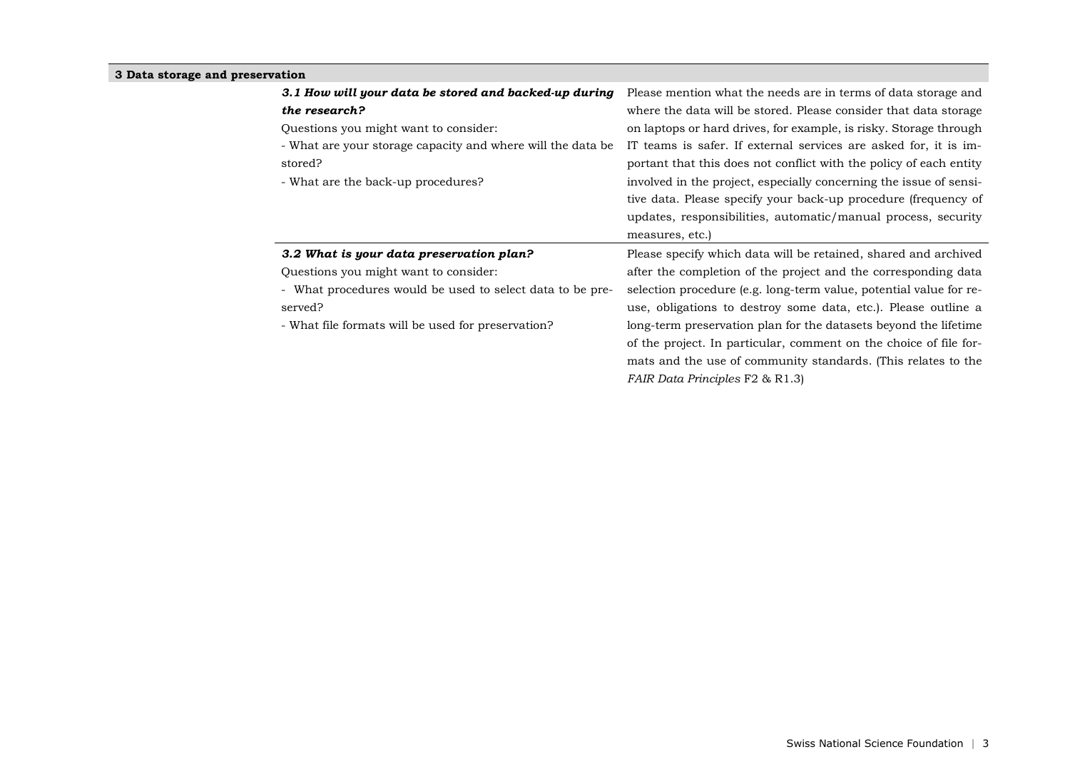**3 Data storage and preservation**

| | |
|---|---|
| ***3.1 How will your data be stored and backed-up during the research?***<br>Questions you might want to consider:<br>- What are your storage capacity and where will the data be stored?<br>- What are the back-up procedures? | Please mention what the needs are in terms of data storage and where the data will be stored. Please consider that data storage on laptops or hard drives, for example, is risky. Storage through IT teams is safer. If external services are asked for, it is important that this does not conflict with the policy of each entity involved in the project, especially concerning the issue of sensitive data. Please specify your back-up procedure (frequency of updates, responsibilities, automatic/manual process, security measures, etc.) |
| ***3.2 What is your data preservation plan?***<br>Questions you might want to consider:<br>- What procedures would be used to select data to be preserved?<br>- What file formats will be used for preservation? | Please specify which data will be retained, shared and archived after the completion of the project and the corresponding data selection procedure (e.g. long-term value, potential value for re-use, obligations to destroy some data, etc.). Please outline a long-term preservation plan for the datasets beyond the lifetime of the project. In particular, comment on the choice of file formats and the use of community standards. (This relates to the *FAIR Data Principles* F2 & R1.3) |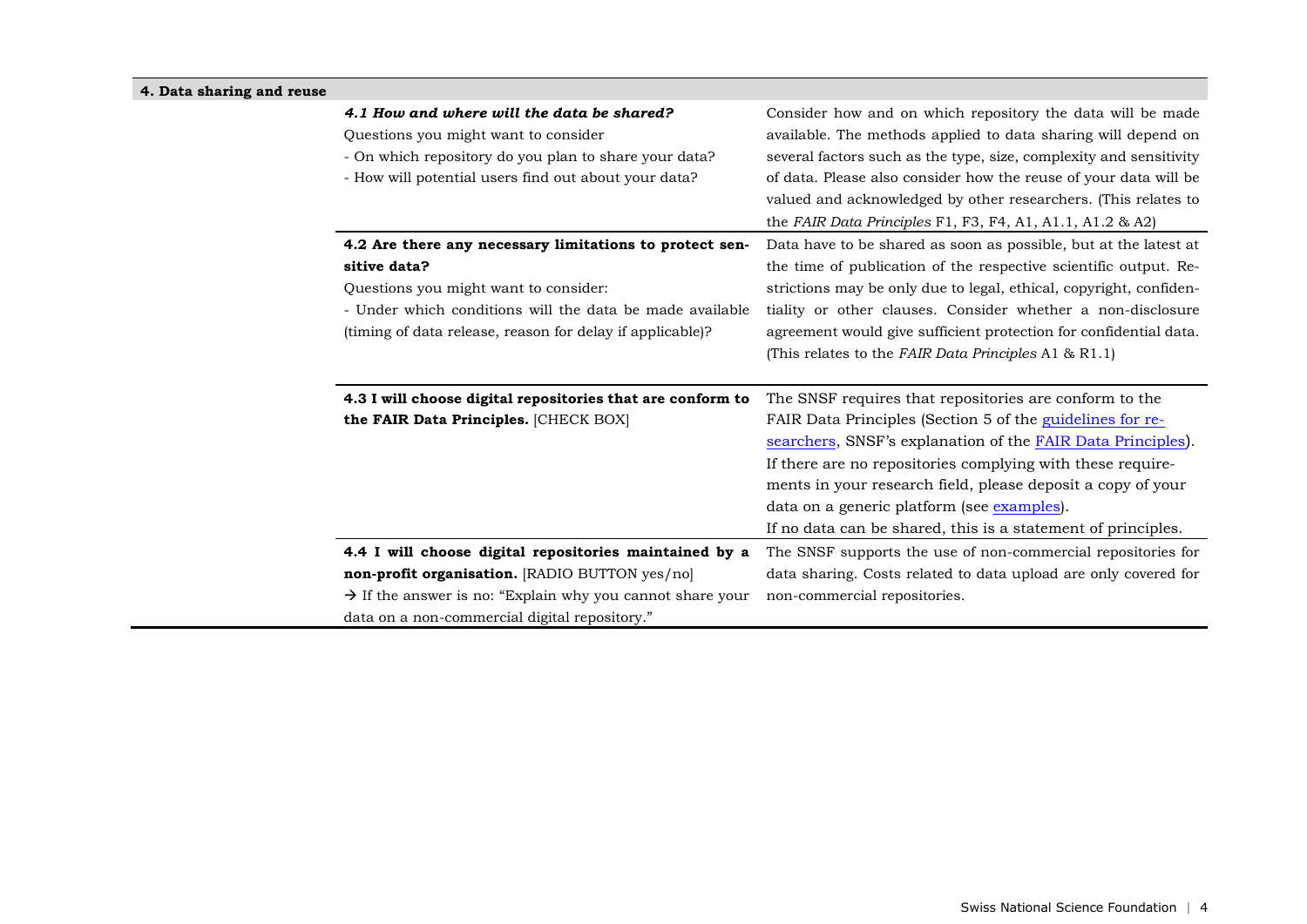| 4. Data sharing and reuse | | |
|---|---|---|
| | ***4.1 How and where will the data be shared?*** Questions you might want to consider - On which repository do you plan to share your data? - How will potential users find out about your data? | Consider how and on which repository the data will be made available. The methods applied to data sharing will depend on several factors such as the type, size, complexity and sensitivity of data. Please also consider how the reuse of your data will be valued and acknowledged by other researchers. (This relates to the *FAIR Data Principles* F1, F3, F4, A1, A1.1, A1.2 & A2) |
| | **4.2 Are there any necessary limitations to protect sensitive data?** Questions you might want to consider: - Under which conditions will the data be made available (timing of data release, reason for delay if applicable)? | Data have to be shared as soon as possible, but at the latest at the time of publication of the respective scientific output. Restrictions may be only due to legal, ethical, copyright, confidentiality or other clauses. Consider whether a non-disclosure agreement would give sufficient protection for confidential data. (This relates to the *FAIR Data Principles* A1 & R1.1) |
| | **4.3 I will choose digital repositories that are conform to the FAIR Data Principles.** [CHECK BOX] | The SNSF requires that repositories are conform to the FAIR Data Principles (Section 5 of the guidelines for researchers, SNSF's explanation of the FAIR Data Principles). If there are no repositories complying with these requirements in your research field, please deposit a copy of your data on a generic platform (see examples). If no data can be shared, this is a statement of principles. |
| | **4.4 I will choose digital repositories maintained by a non-profit organisation.** [RADIO BUTTON yes/no] → If the answer is no: "Explain why you cannot share your data on a non-commercial digital repository." | The SNSF supports the use of non-commercial repositories for data sharing. Costs related to data upload are only covered for non-commercial repositories. |